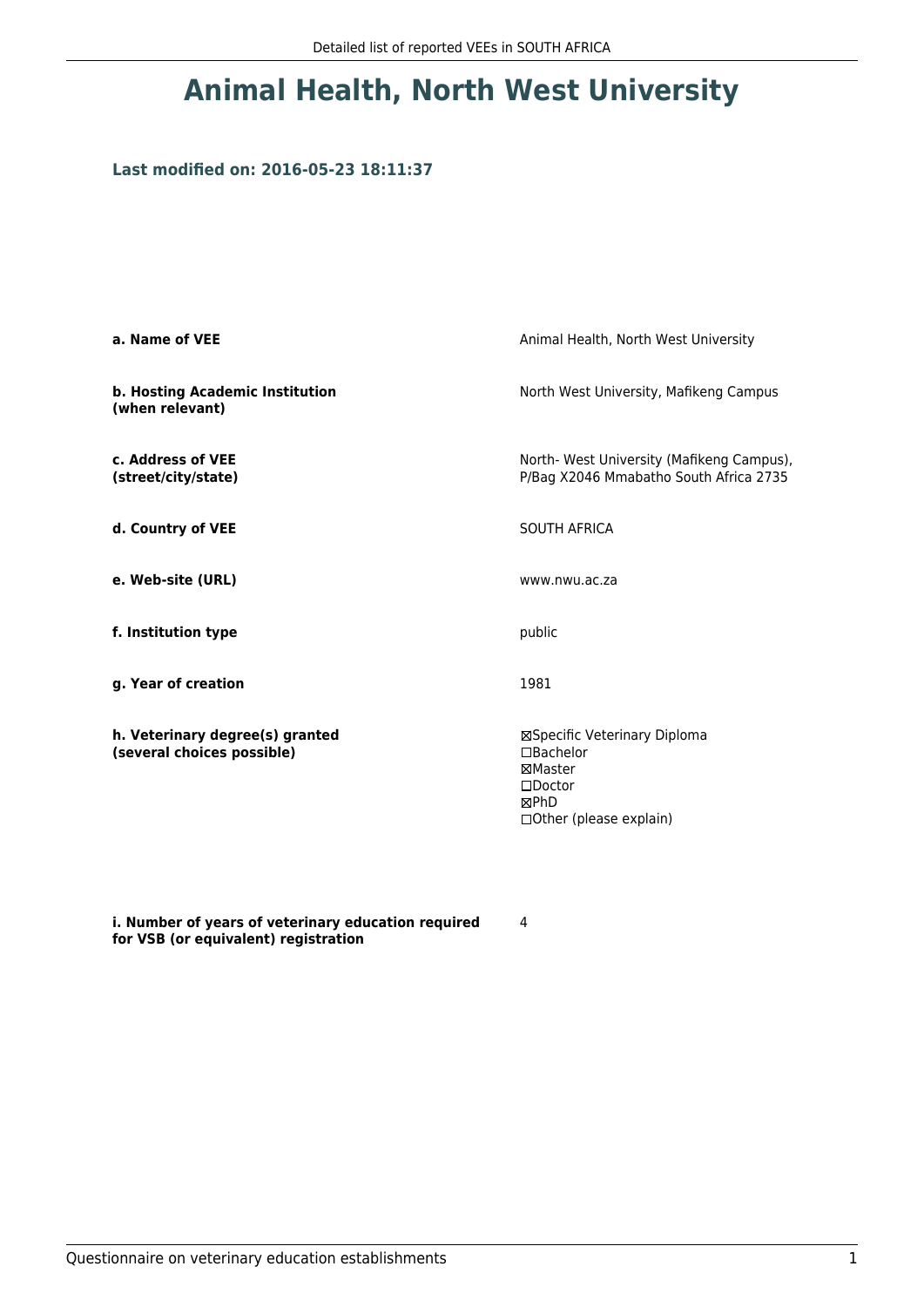# Animal Health, North West University

### Last modified on: 2016-05-23 18:11:37

| | |
|---|---|
| **a. Name of VEE** | Animal Health, North West University |
| **b. Hosting Academic Institution (when relevant)** | North West University, Mafikeng Campus |
| **c. Address of VEE (street/city/state)** | North- West University (Mafikeng Campus), P/Bag X2046 Mmabatho South Africa 2735 |
| **d. Country of VEE** | SOUTH AFRICA |
| **e. Web-site (URL)** | www.nwu.ac.za |
| **f. Institution type** | public |
| **g. Year of creation** | 1981 |
| **h. Veterinary degree(s) granted (several choices possible)** | ☒Specific Veterinary Diploma<br>☐Bachelor<br>☒Master<br>☐Doctor<br>☒PhD<br>☐Other (please explain) |
| **i. Number of years of veterinary education required for VSB (or equivalent) registration** | 4 |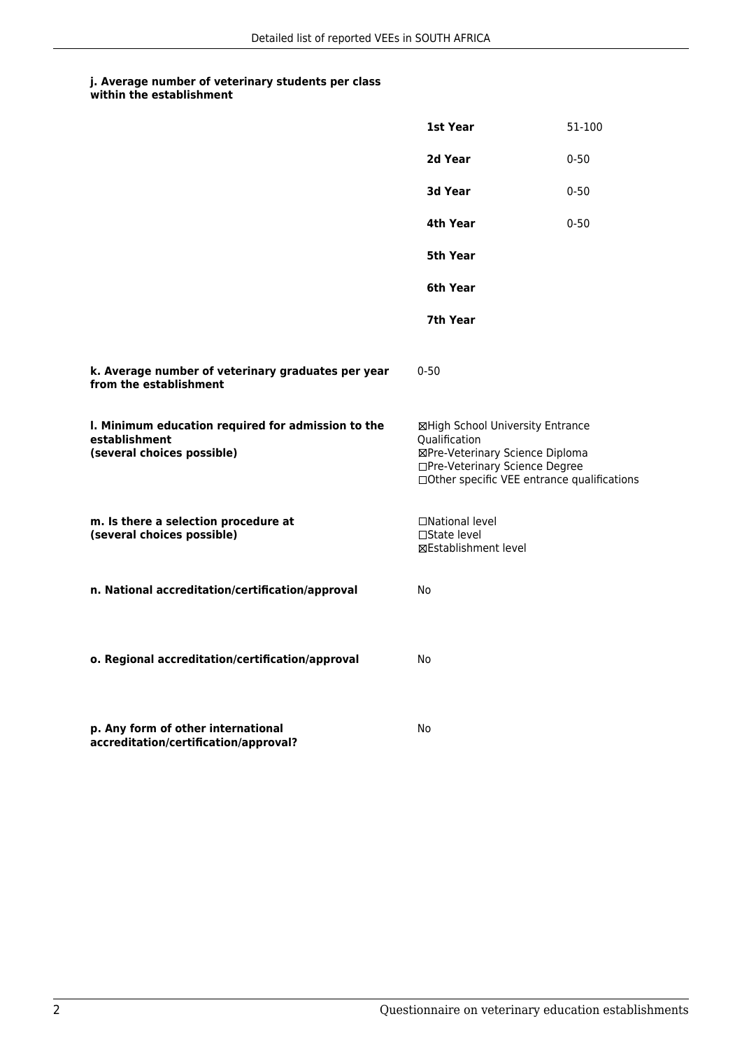**j. Average number of veterinary students per class within the establishment**

| | |
|---|---|
| **1st Year** | 51-100 |
| **2d Year** | 0-50 |
| **3d Year** | 0-50 |
| **4th Year** | 0-50 |
| **5th Year** | |
| **6th Year** | |
| **7th Year** | |

**k. Average number of veterinary graduates per year from the establishment**

0-50

**l. Minimum education required for admission to the establishment (several choices possible)**

☒High School University Entrance Qualification
☒Pre-Veterinary Science Diploma
☐Pre-Veterinary Science Degree
☐Other specific VEE entrance qualifications

**m. Is there a selection procedure at (several choices possible)**

☐National level
☐State level
☒Establishment level

**n. National accreditation/certification/approval**

No

**o. Regional accreditation/certification/approval**

No

**p. Any form of other international accreditation/certification/approval?**

No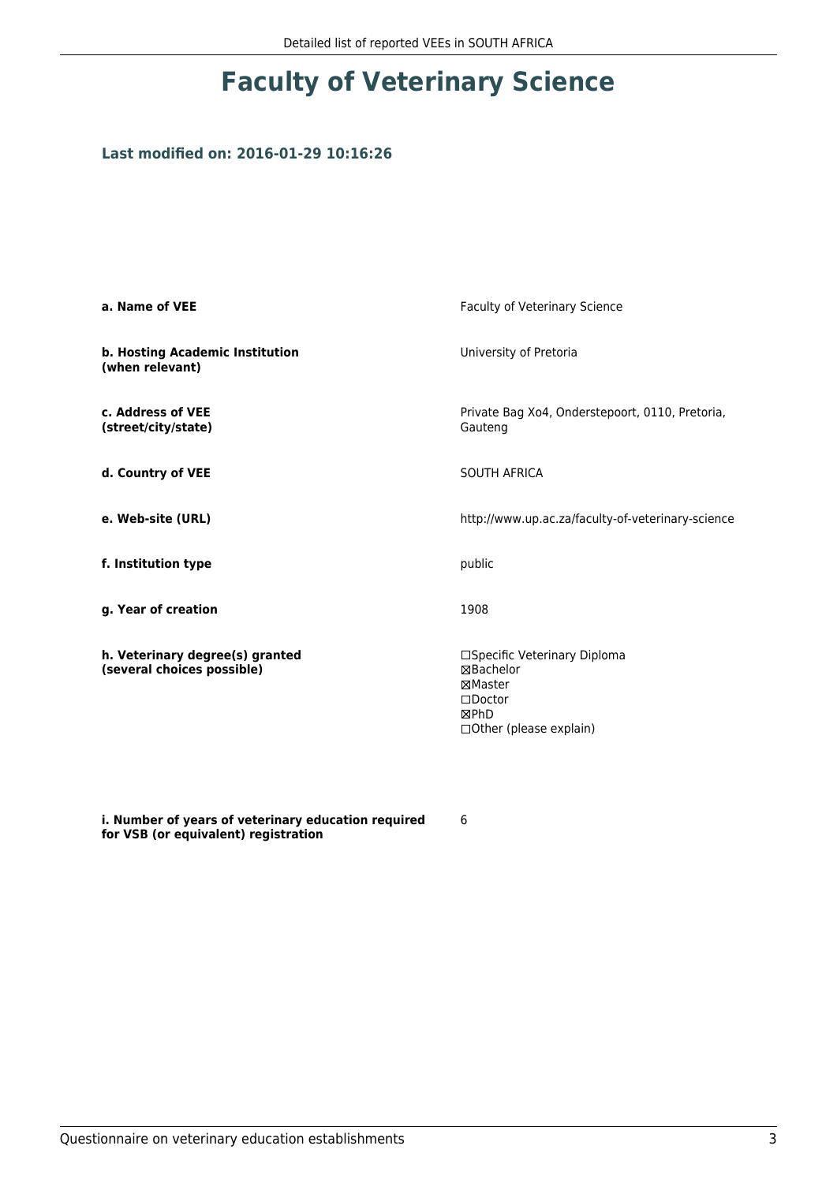# Faculty of Veterinary Science

### Last modified on: 2016-01-29 10:16:26

| | |
|---|---|
| **a. Name of VEE** | Faculty of Veterinary Science |
| **b. Hosting Academic Institution (when relevant)** | University of Pretoria |
| **c. Address of VEE (street/city/state)** | Private Bag Xo4, Onderstepoort, 0110, Pretoria, Gauteng |
| **d. Country of VEE** | SOUTH AFRICA |
| **e. Web-site (URL)** | http://www.up.ac.za/faculty-of-veterinary-science |
| **f. Institution type** | public |
| **g. Year of creation** | 1908 |
| **h. Veterinary degree(s) granted (several choices possible)** | ☐Specific Veterinary Diploma<br>☒Bachelor<br>☒Master<br>☐Doctor<br>☒PhD<br>☐Other (please explain) |
| **i. Number of years of veterinary education required for VSB (or equivalent) registration** | 6 |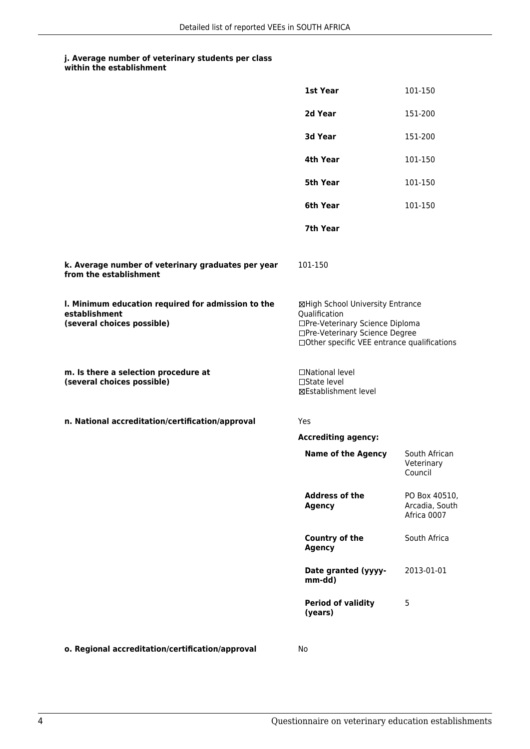#### j. Average number of veterinary students per class within the establishment

| | |
|---|---|
| **1st Year** | 101-150 |
| **2d Year** | 151-200 |
| **3d Year** | 151-200 |
| **4th Year** | 101-150 |
| **5th Year** | 101-150 |
| **6th Year** | 101-150 |
| **7th Year** | |

**k. Average number of veterinary graduates per year from the establishment**

101-150

**l. Minimum education required for admission to the establishment (several choices possible)**

☒High School University Entrance Qualification
☐Pre-Veterinary Science Diploma
☐Pre-Veterinary Science Degree
☐Other specific VEE entrance qualifications

**m. Is there a selection procedure at (several choices possible)**

☐National level
☐State level
☒Establishment level

**n. National accreditation/certification/approval**

Yes

**Accrediting agency:**

| | |
|---|---|
| **Name of the Agency** | South African Veterinary Council |
| **Address of the Agency** | PO Box 40510, Arcadia, South Africa 0007 |
| **Country of the Agency** | South Africa |
| **Date granted (yyyy-mm-dd)** | 2013-01-01 |
| **Period of validity (years)** | 5 |

**o. Regional accreditation/certification/approval**

No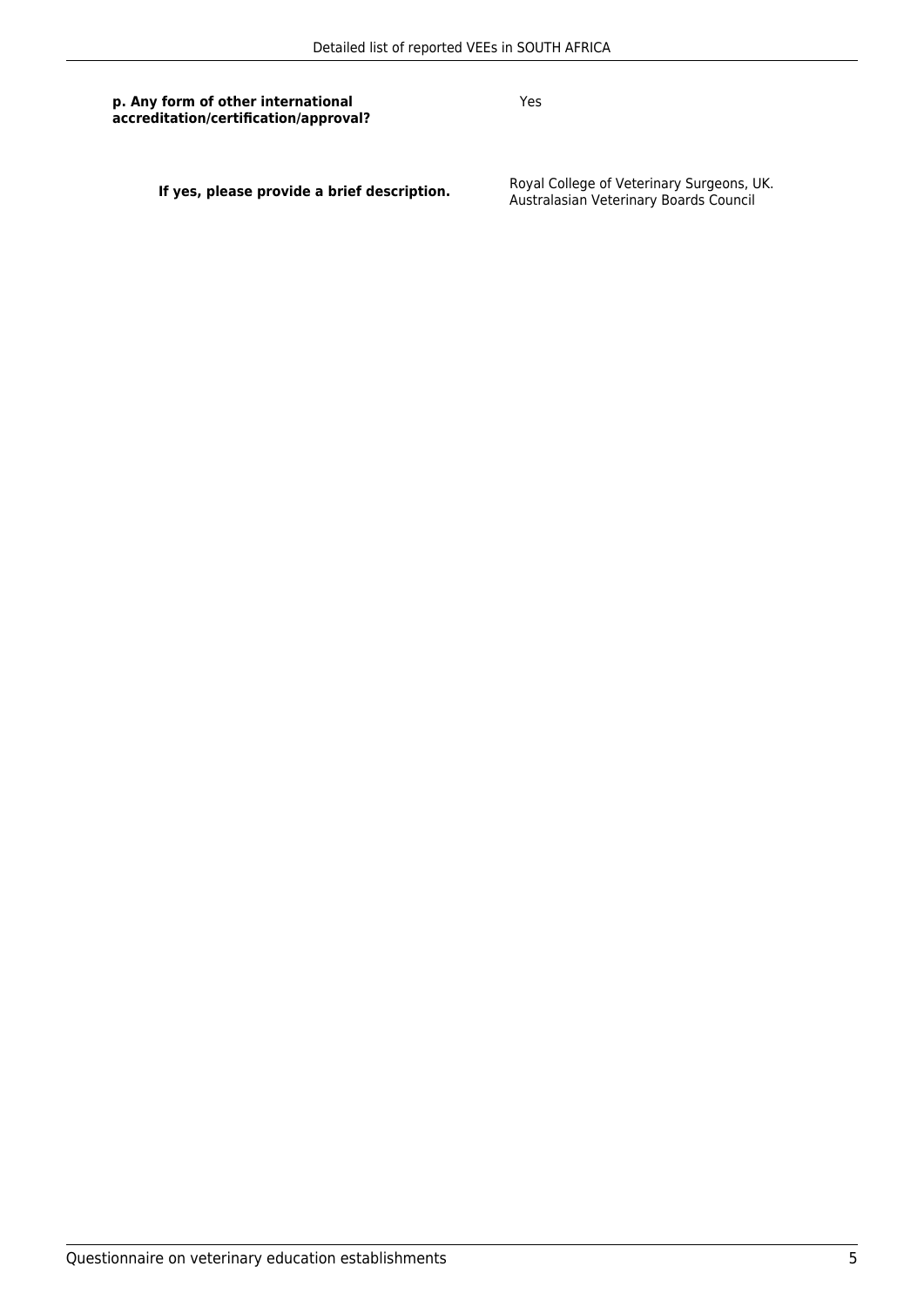| | |
|---|---|
| **p. Any form of other international accreditation/certification/approval?** | Yes |
| **If yes, please provide a brief description.** | Royal College of Veterinary Surgeons, UK. Australasian Veterinary Boards Council |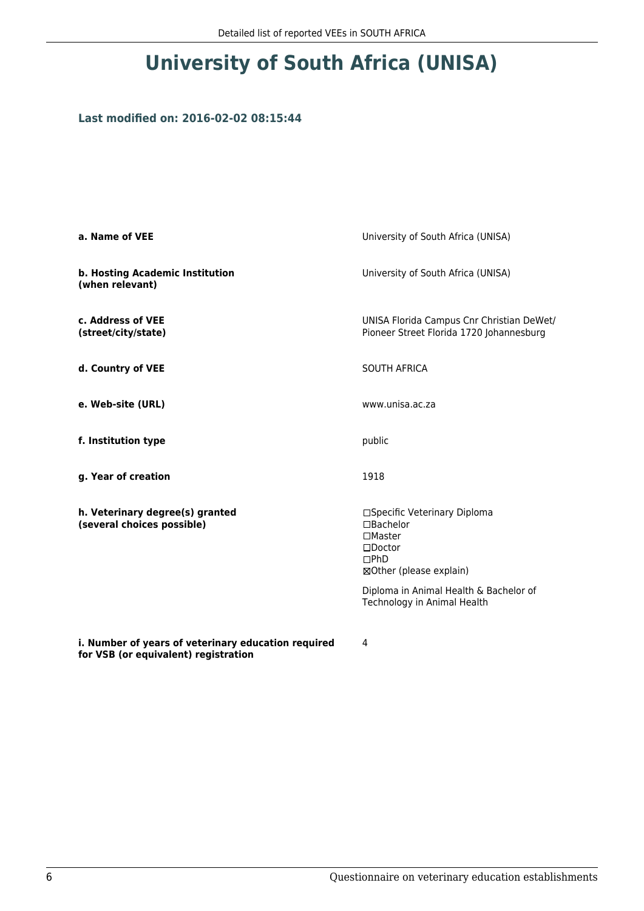# University of South Africa (UNISA)

### Last modified on: 2016-02-02 08:15:44

| | |
|---|---|
| **a. Name of VEE** | University of South Africa (UNISA) |
| **b. Hosting Academic Institution (when relevant)** | University of South Africa (UNISA) |
| **c. Address of VEE (street/city/state)** | UNISA Florida Campus Cnr Christian DeWet/ Pioneer Street Florida 1720 Johannesburg |
| **d. Country of VEE** | SOUTH AFRICA |
| **e. Web-site (URL)** | www.unisa.ac.za |
| **f. Institution type** | public |
| **g. Year of creation** | 1918 |
| **h. Veterinary degree(s) granted (several choices possible)** | ☐Specific Veterinary Diploma<br>☐Bachelor<br>☐Master<br>☐Doctor<br>☐PhD<br>☒Other (please explain)<br><br>Diploma in Animal Health & Bachelor of Technology in Animal Health |
| **i. Number of years of veterinary education required for VSB (or equivalent) registration** | 4 |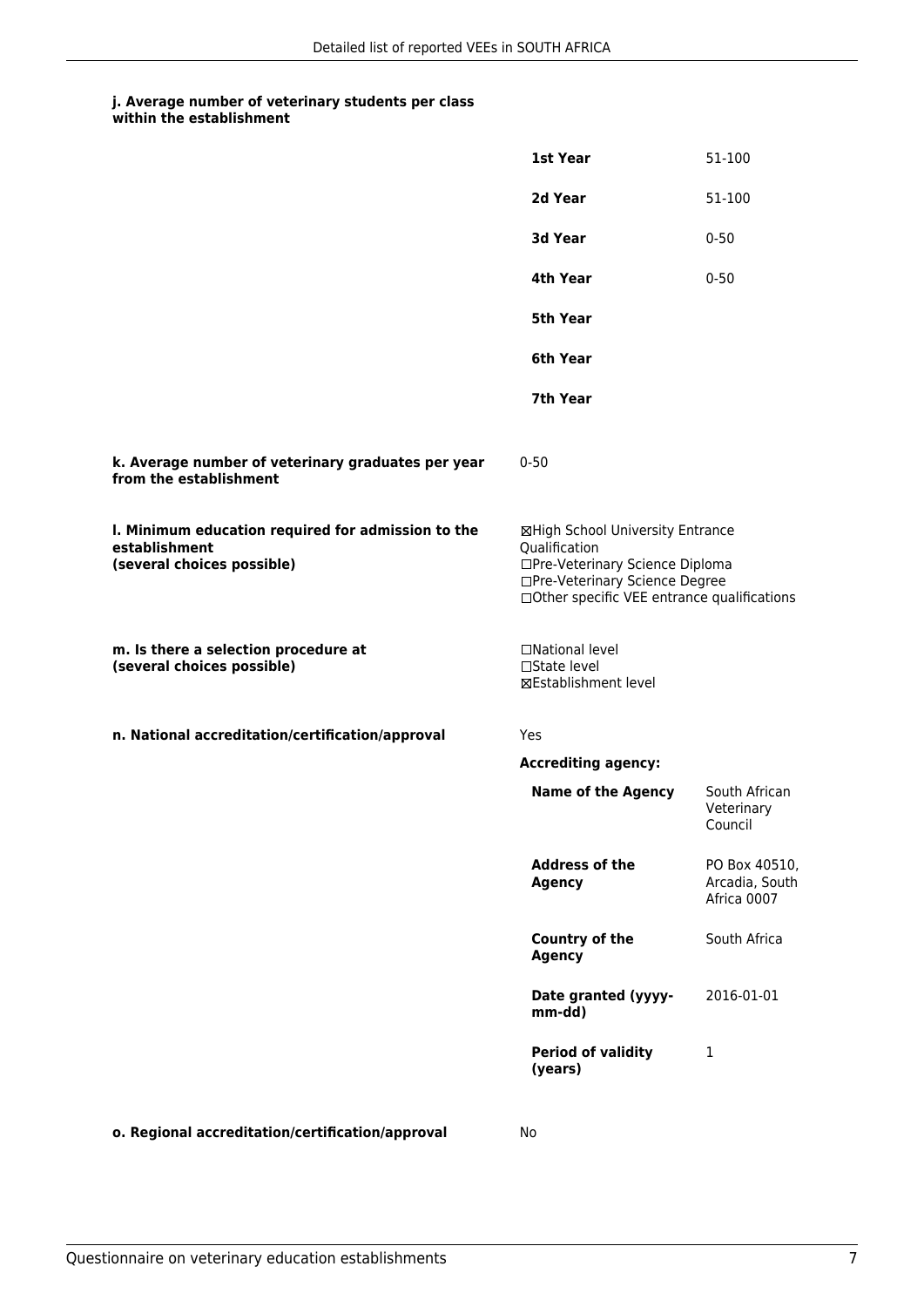**j. Average number of veterinary students per class within the establishment**

| | |
|---|---|
| **1st Year** | 51-100 |
| **2d Year** | 51-100 |
| **3d Year** | 0-50 |
| **4th Year** | 0-50 |
| **5th Year** | |
| **6th Year** | |
| **7th Year** | |

**k. Average number of veterinary graduates per year from the establishment**

0-50

**l. Minimum education required for admission to the establishment (several choices possible)**

☒High School University Entrance Qualification
☐Pre-Veterinary Science Diploma
☐Pre-Veterinary Science Degree
☐Other specific VEE entrance qualifications

**m. Is there a selection procedure at (several choices possible)**

☐National level
☐State level
☒Establishment level

**n. National accreditation/certification/approval**

Yes

**Accrediting agency:**

| | |
|---|---|
| **Name of the Agency** | South African Veterinary Council |
| **Address of the Agency** | PO Box 40510, Arcadia, South Africa 0007 |
| **Country of the Agency** | South Africa |
| **Date granted (yyyy-mm-dd)** | 2016-01-01 |
| **Period of validity (years)** | 1 |

**o. Regional accreditation/certification/approval**

No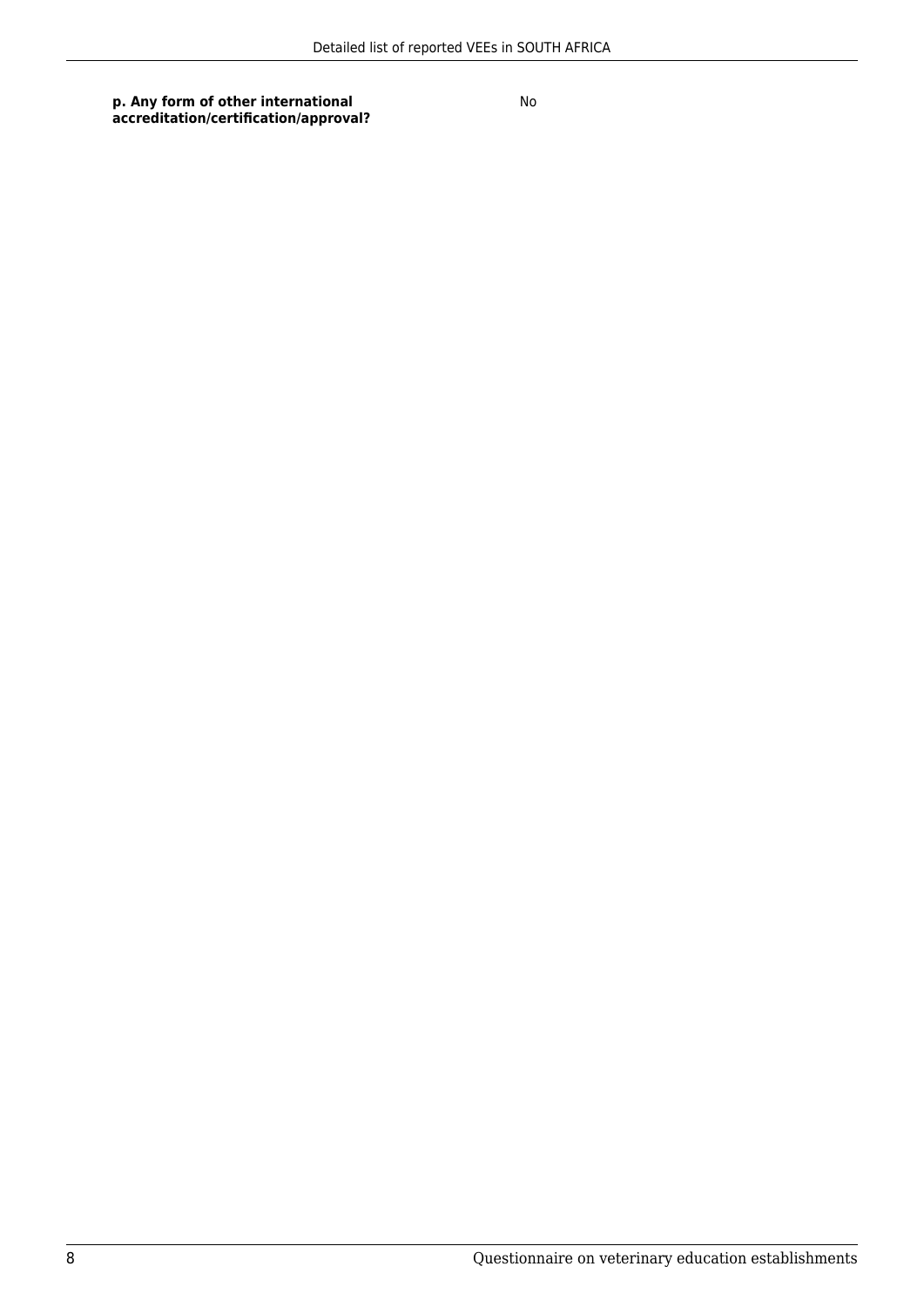| | |
| --- | --- |
| **p. Any form of other international accreditation/certification/approval?** | No |